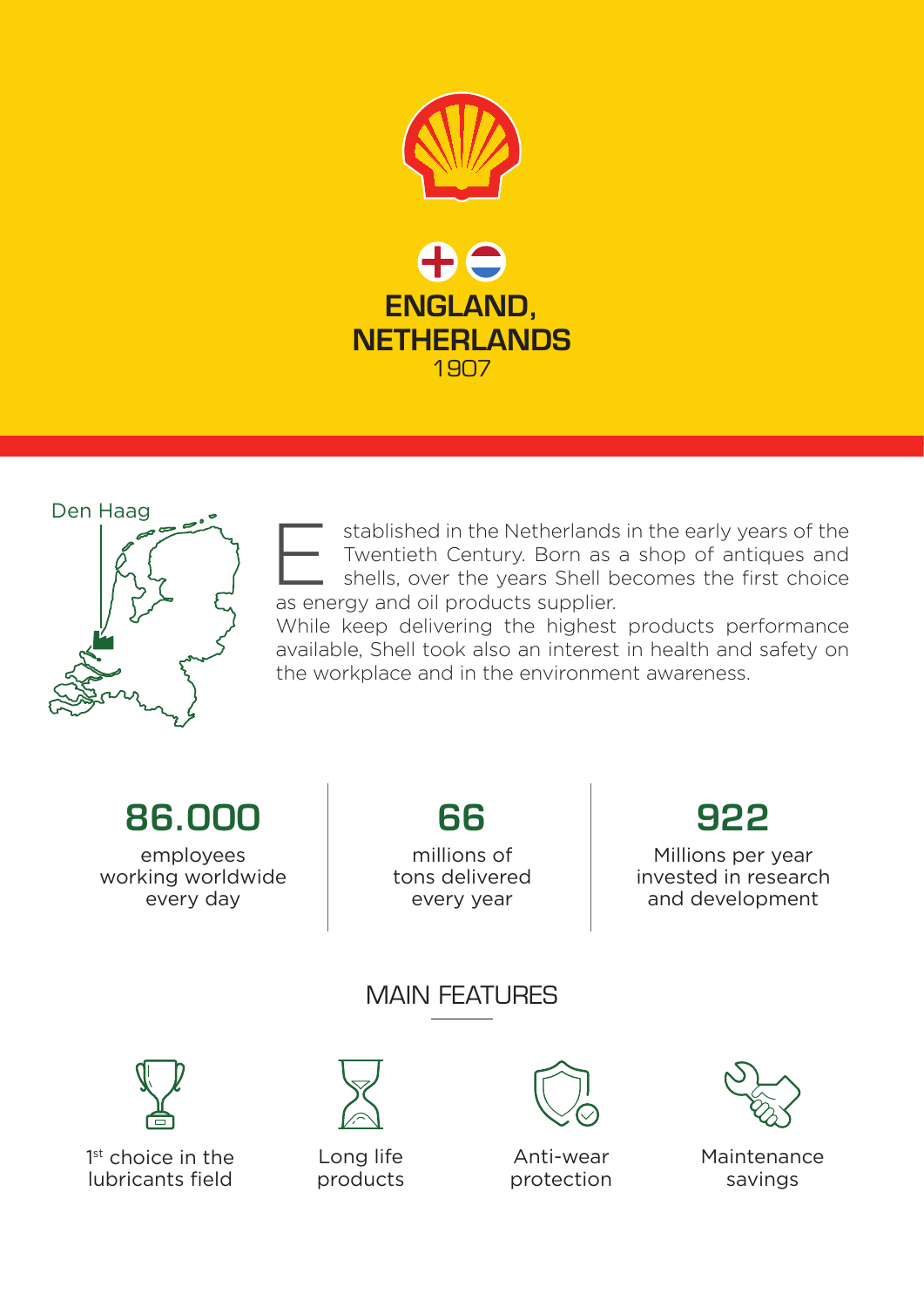# ENGLAND, NETHERLANDS

1907

Den Haag

Established in the Netherlands in the early years of the Twentieth Century. Born as a shop of antiques and shells, over the years Shell becomes the first choice as energy and oil products supplier.
While keep delivering the highest products performance available, Shell took also an interest in health and safety on the workplace and in the environment awareness.

**86.000**
employees working worldwide every day

**66**
millions of tons delivered every year

**922**
Millions per year invested in research and development

## MAIN FEATURES

- 1st choice in the lubricants field
- Long life products
- Anti-wear protection
- Maintenance savings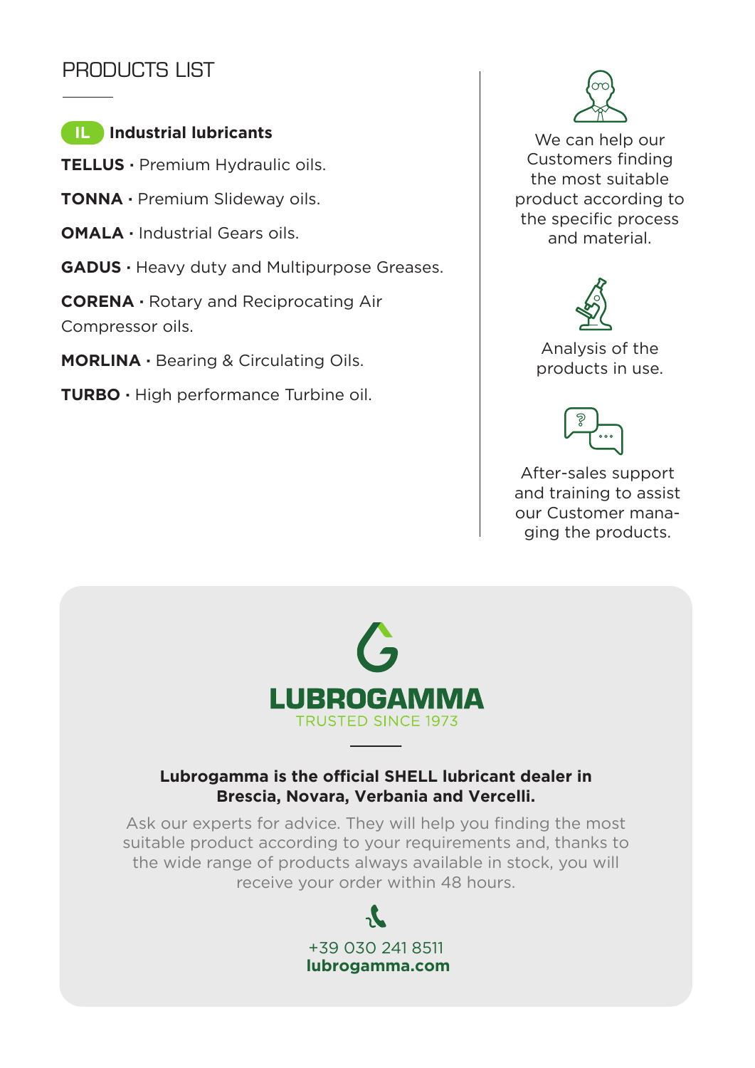## PRODUCTS LIST

**IL Industrial lubricants**

**TELLUS** · Premium Hydraulic oils.

**TONNA** · Premium Slideway oils.

**OMALA** · Industrial Gears oils.

**GADUS** · Heavy duty and Multipurpose Greases.

**CORENA** · Rotary and Reciprocating Air Compressor oils.

**MORLINA** · Bearing & Circulating Oils.

**TURBO** · High performance Turbine oil.

We can help our Customers finding the most suitable product according to the specific process and material.

Analysis of the products in use.

After-sales support and training to assist our Customer managing the products.

**LUBROGAMMA**
TRUSTED SINCE 1973

**Lubrogamma is the official SHELL lubricant dealer in Brescia, Novara, Verbania and Vercelli.**

Ask our experts for advice. They will help you finding the most suitable product according to your requirements and, thanks to the wide range of products always available in stock, you will receive your order within 48 hours.

+39 030 241 8511
**lubrogamma.com**